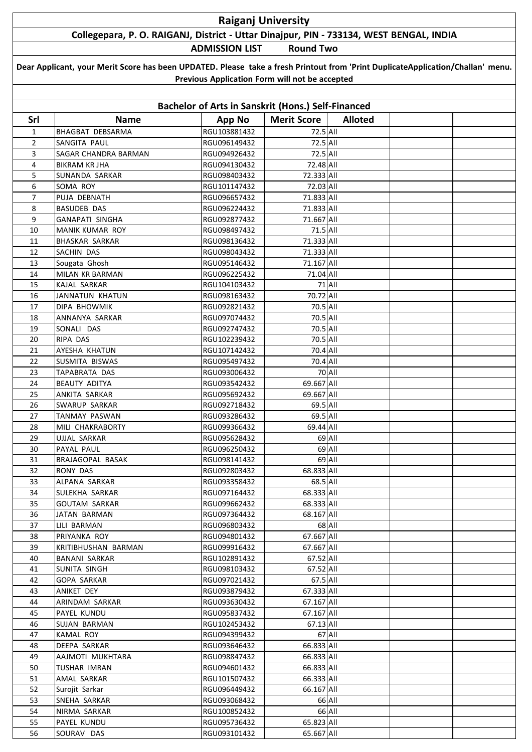# Raiganj University

## Collegepara, P. O. RAIGANJ, District - Uttar Dinajpur, PIN - 733134, WEST BENGAL, INDIA

**ADMISSION LIST Round Two**

**Dear Applicant, your Merit Score has been UPDATED. Please take a fresh Printout from 'Print DuplicateApplication/Challan' menu. Previous Application Form will not be accepted**

### Bachelor of Arts in Sanskrit (Hons.) Self-Financed

| Srl | Name | App No | Merit Score | Alloted | | |
|---|---|---|---|---|---|---|
| 1 | BHAGBAT DEBSARMA | RGU103881432 | 72.5 | All | | |
| 2 | SANGITA PAUL | RGU096149432 | 72.5 | All | | |
| 3 | SAGAR CHANDRA BARMAN | RGU094926432 | 72.5 | All | | |
| 4 | BIKRAM KR JHA | RGU094130432 | 72.48 | All | | |
| 5 | SUNANDA SARKAR | RGU098403432 | 72.333 | All | | |
| 6 | SOMA ROY | RGU101147432 | 72.03 | All | | |
| 7 | PUJA DEBNATH | RGU096657432 | 71.833 | All | | |
| 8 | BASUDEB DAS | RGU096224432 | 71.833 | All | | |
| 9 | GANAPATI SINGHA | RGU092877432 | 71.667 | All | | |
| 10 | MANIK KUMAR ROY | RGU098497432 | 71.5 | All | | |
| 11 | BHASKAR SARKAR | RGU098136432 | 71.333 | All | | |
| 12 | SACHIN DAS | RGU098043432 | 71.333 | All | | |
| 13 | Sougata Ghosh | RGU095146432 | 71.167 | All | | |
| 14 | MILAN KR BARMAN | RGU096225432 | 71.04 | All | | |
| 15 | KAJAL SARKAR | RGU104103432 | 71 | All | | |
| 16 | JANNATUN KHATUN | RGU098163432 | 70.72 | All | | |
| 17 | DIPA BHOWMIK | RGU092821432 | 70.5 | All | | |
| 18 | ANNANYA SARKAR | RGU097074432 | 70.5 | All | | |
| 19 | SONALI DAS | RGU092747432 | 70.5 | All | | |
| 20 | RIPA DAS | RGU102239432 | 70.5 | All | | |
| 21 | AYESHA KHATUN | RGU107142432 | 70.4 | All | | |
| 22 | SUSMITA BISWAS | RGU095497432 | 70.4 | All | | |
| 23 | TAPABRATA DAS | RGU093006432 | 70 | All | | |
| 24 | BEAUTY ADITYA | RGU093542432 | 69.667 | All | | |
| 25 | ANKITA SARKAR | RGU095692432 | 69.667 | All | | |
| 26 | SWARUP SARKAR | RGU092718432 | 69.5 | All | | |
| 27 | TANMAY PASWAN | RGU093286432 | 69.5 | All | | |
| 28 | MILI CHAKRABORTY | RGU099366432 | 69.44 | All | | |
| 29 | UJJAL SARKAR | RGU095628432 | 69 | All | | |
| 30 | PAYAL PAUL | RGU096250432 | 69 | All | | |
| 31 | BRAJAGOPAL BASAK | RGU098141432 | 69 | All | | |
| 32 | RONY DAS | RGU092803432 | 68.833 | All | | |
| 33 | ALPANA SARKAR | RGU093358432 | 68.5 | All | | |
| 34 | SULEKHA SARKAR | RGU097164432 | 68.333 | All | | |
| 35 | GOUTAM SARKAR | RGU099662432 | 68.333 | All | | |
| 36 | JATAN BARMAN | RGU097364432 | 68.167 | All | | |
| 37 | LILI BARMAN | RGU096803432 | 68 | All | | |
| 38 | PRIYANKA ROY | RGU094801432 | 67.667 | All | | |
| 39 | KRITIBHUSHAN BARMAN | RGU099916432 | 67.667 | All | | |
| 40 | BANANI SARKAR | RGU102891432 | 67.52 | All | | |
| 41 | SUNITA SINGH | RGU098103432 | 67.52 | All | | |
| 42 | GOPA SARKAR | RGU097021432 | 67.5 | All | | |
| 43 | ANIKET DEY | RGU093879432 | 67.333 | All | | |
| 44 | ARINDAM SARKAR | RGU093630432 | 67.167 | All | | |
| 45 | PAYEL KUNDU | RGU095837432 | 67.167 | All | | |
| 46 | SUJAN BARMAN | RGU102453432 | 67.13 | All | | |
| 47 | KAMAL ROY | RGU094399432 | 67 | All | | |
| 48 | DEEPA SARKAR | RGU093646432 | 66.833 | All | | |
| 49 | AAJMOTI MUKHTARA | RGU098847432 | 66.833 | All | | |
| 50 | TUSHAR IMRAN | RGU094601432 | 66.833 | All | | |
| 51 | AMAL SARKAR | RGU101507432 | 66.333 | All | | |
| 52 | Surojit Sarkar | RGU096449432 | 66.167 | All | | |
| 53 | SNEHA SARKAR | RGU093068432 | 66 | All | | |
| 54 | NIRMA SARKAR | RGU100852432 | 66 | All | | |
| 55 | PAYEL KUNDU | RGU095736432 | 65.823 | All | | |
| 56 | SOURAV DAS | RGU093101432 | 65.667 | All | | |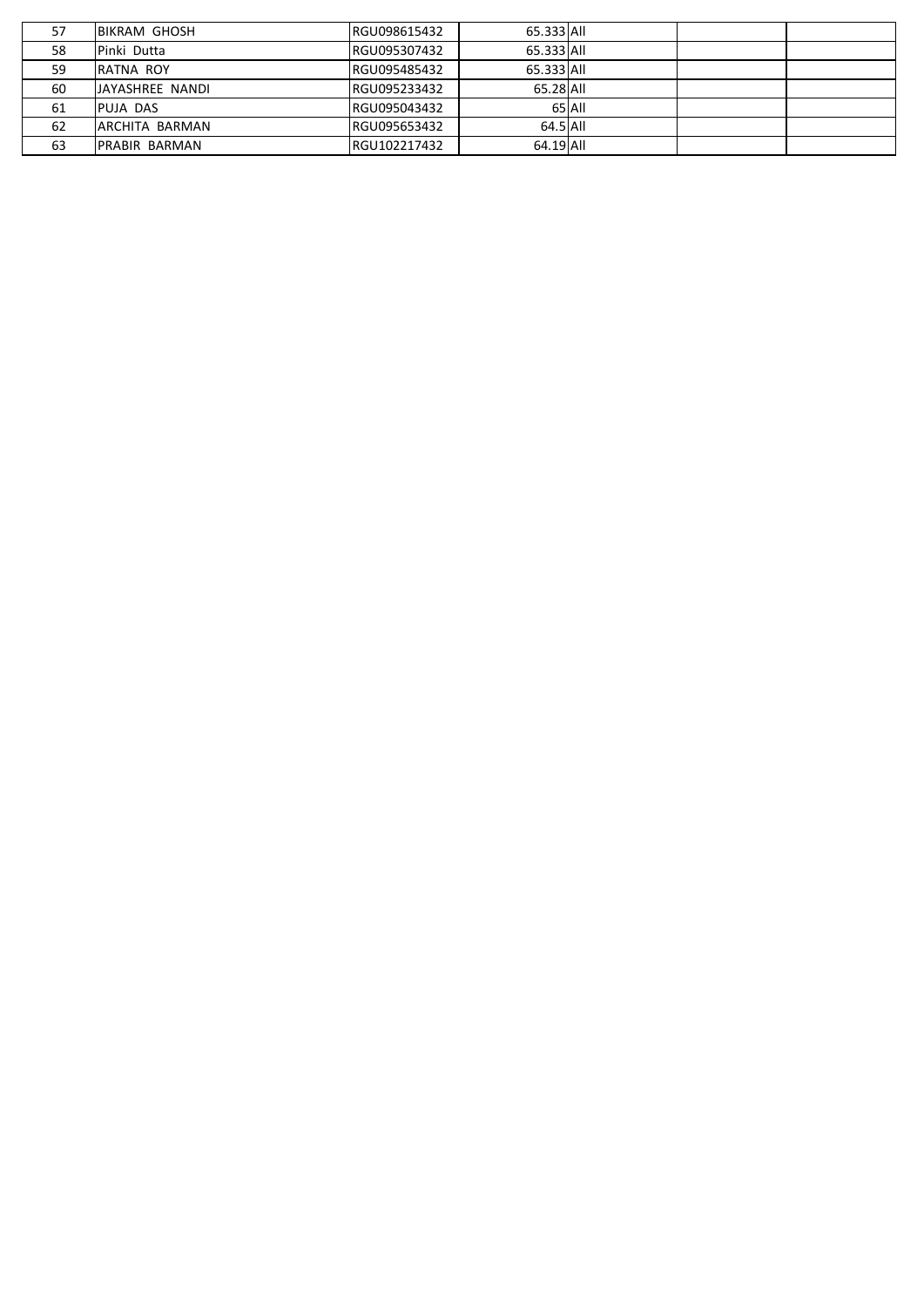| | | | | | | |
|---|---|---|---|---|---|---|
| 57 | BIKRAM GHOSH | RGU098615432 | 65.333 | All | | |
| 58 | Pinki Dutta | RGU095307432 | 65.333 | All | | |
| 59 | RATNA ROY | RGU095485432 | 65.333 | All | | |
| 60 | JAYASHREE NANDI | RGU095233432 | 65.28 | All | | |
| 61 | PUJA DAS | RGU095043432 | 65 | All | | |
| 62 | ARCHITA BARMAN | RGU095653432 | 64.5 | All | | |
| 63 | PRABIR BARMAN | RGU102217432 | 64.19 | All | | |